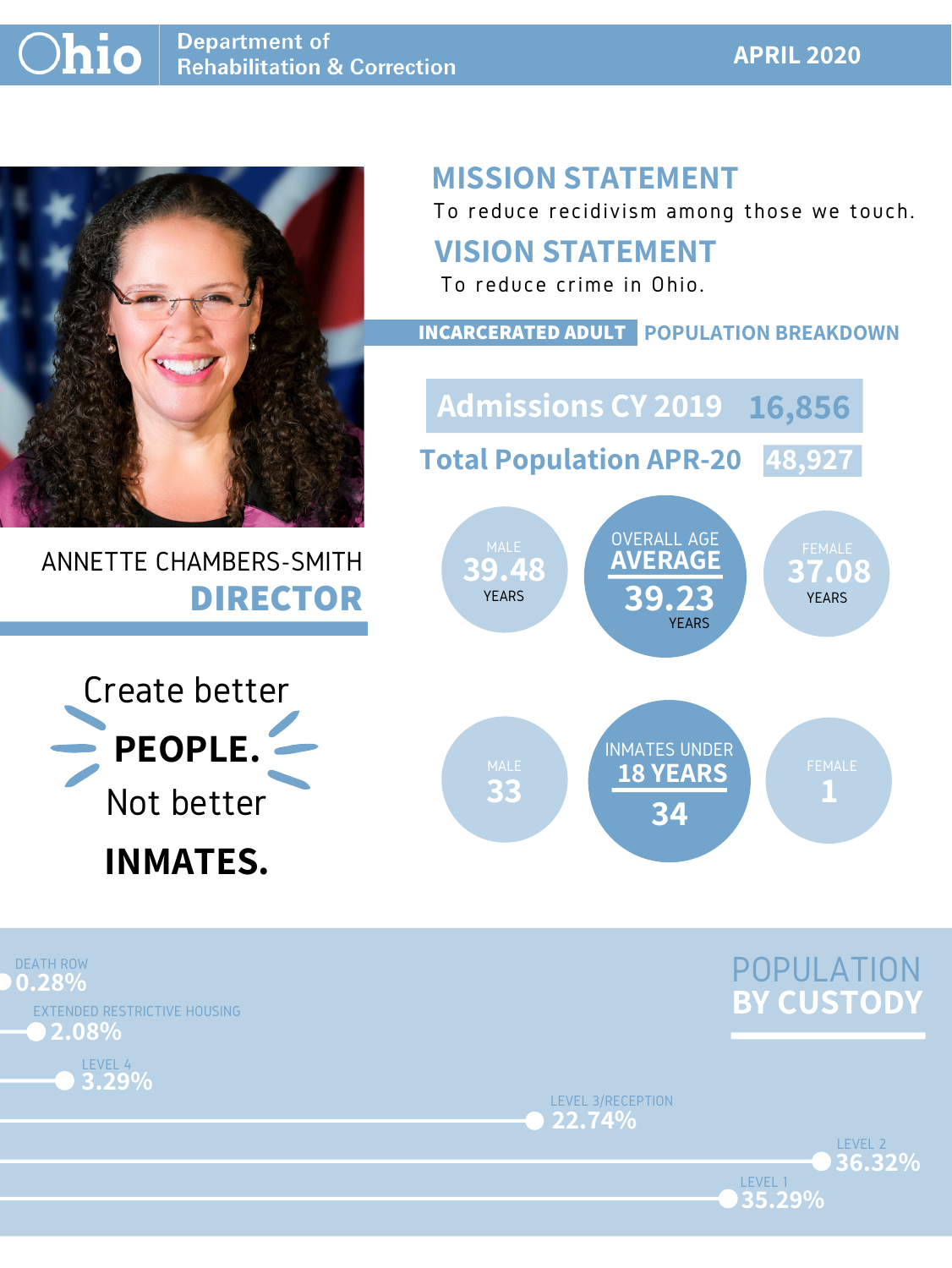# Ohio Department of Rehabilitation & Correction

**APRIL 2020**

## MISSION STATEMENT

To reduce recidivism among those we touch.

## VISION STATEMENT

To reduce crime in Ohio.

ANNETTE CHAMBERS-SMITH

**DIRECTOR**

Create better **PEOPLE.** Not better **INMATES.**

## INCARCERATED ADULT POPULATION BREAKDOWN

**Admissions CY 2019** 16,856

**Total Population APR-20** 48,927

| | Male | Overall | Female |
|---|---|---|---|
| Age Average | 39.48 years | 39.23 years | 37.08 years |
| Inmates Under 18 Years | 33 | 34 | 1 |

## POPULATION BY CUSTODY

| Custody | Percentage |
|---|---|
| Death Row | 0.28% |
| Extended Restrictive Housing | 2.08% |
| Level 4 | 3.29% |
| Level 3/Reception | 22.74% |
| Level 2 | 36.32% |
| Level 1 | 35.29% |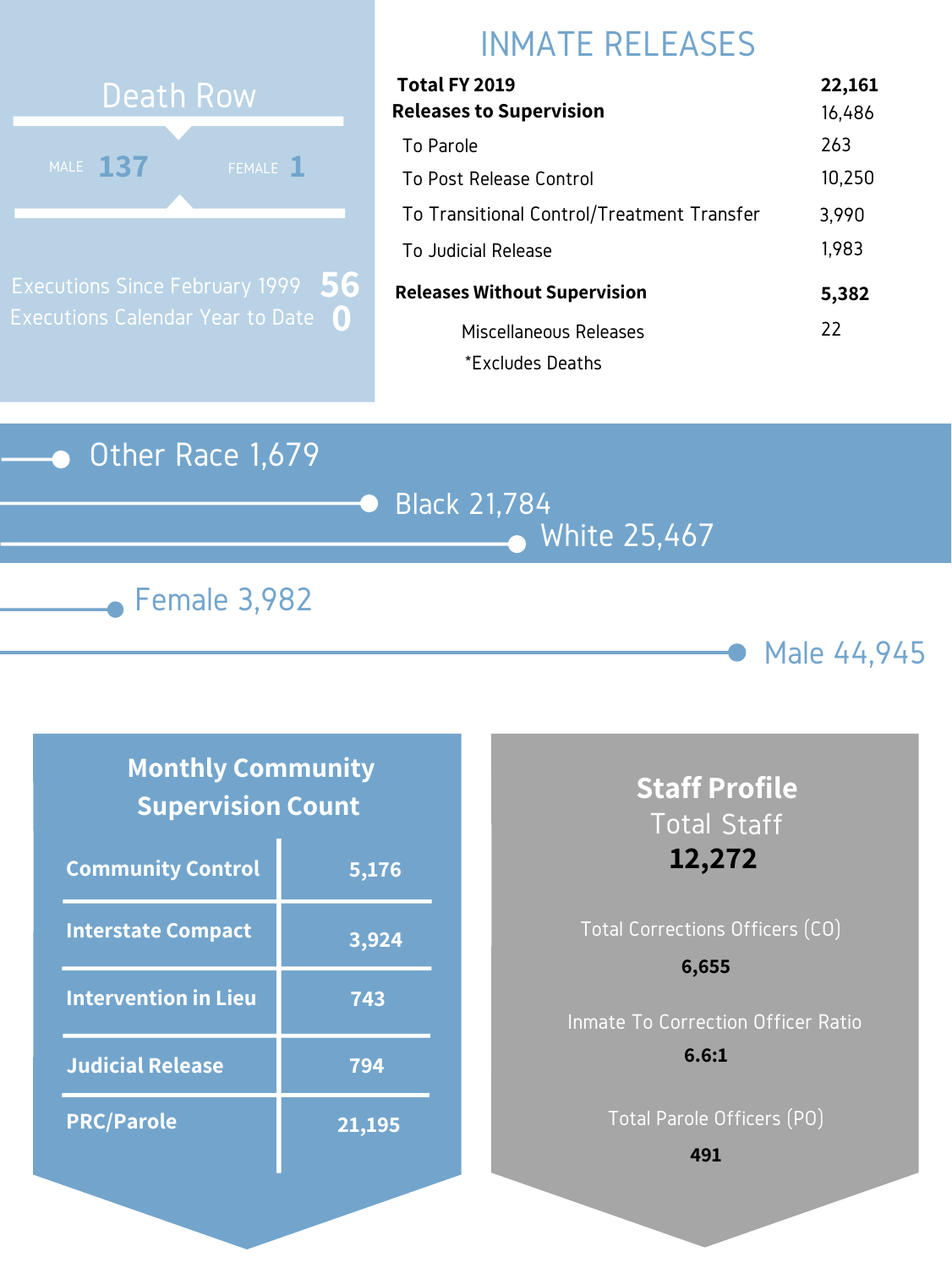## Death Row

MALE **137** FEMALE **1**

Executions Since February 1999 **56**

Executions Calendar Year to Date **0**

## INMATE RELEASES

| | |
|---|---|
| **Total FY 2019** | **22,161** |
| **Releases to Supervision** | 16,486 |
| To Parole | 263 |
| To Post Release Control | 10,250 |
| To Transitional Control/Treatment Transfer | 3,990 |
| To Judicial Release | 1,983 |
| **Releases Without Supervision** | **5,382** |
| Miscellaneous Releases | 22 |

*Excludes Deaths

Other Race 1,679

Black 21,784

White 25,467

Female 3,982

Male 44,945

## Monthly Community Supervision Count

| | |
|---|---|
| **Community Control** | **5,176** |
| **Interstate Compact** | **3,924** |
| **Intervention in Lieu** | **743** |
| **Judicial Release** | **794** |
| **PRC/Parole** | **21,195** |

## Staff Profile

Total Staff

**12,272**

Total Corrections Officers (CO)

**6,655**

Inmate To Correction Officer Ratio

**6.6:1**

Total Parole Officers (PO)

**491**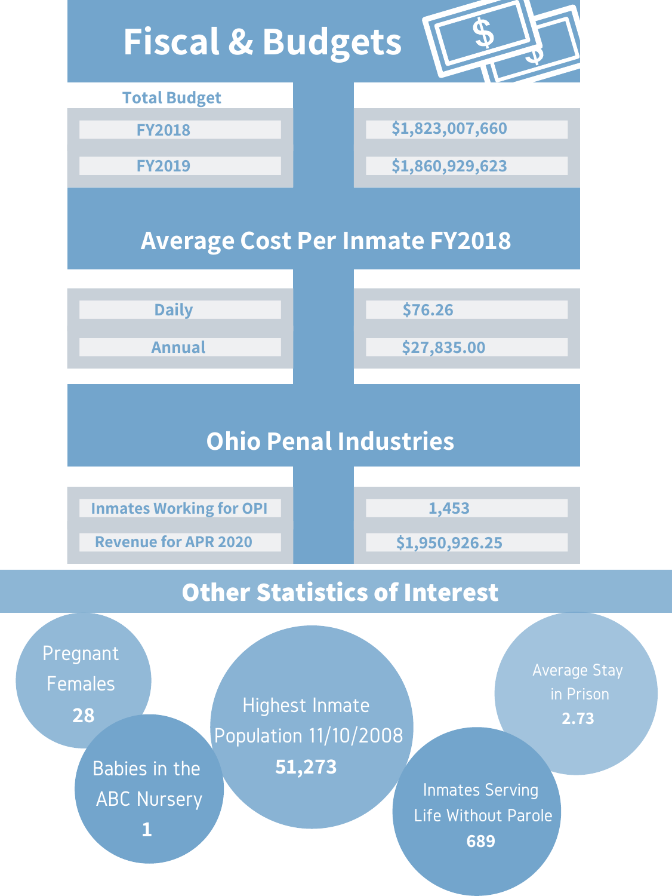# Fiscal & Budgets

## Total Budget

| | |
|---|---|
| FY2018 | $1,823,007,660 |
| FY2019 | $1,860,929,623 |

## Average Cost Per Inmate FY2018

| | |
|---|---|
| Daily | $76.26 |
| Annual | $27,835.00 |

## Ohio Penal Industries

| | |
|---|---|
| Inmates Working for OPI | 1,453 |
| Revenue for APR 2020 | $1,950,926.25 |

## Other Statistics of Interest

Pregnant Females
**28**

Babies in the ABC Nursery
**1**

Highest Inmate Population 11/10/2008
**51,273**

Inmates Serving Life Without Parole
**689**

Average Stay in Prison
**2.73**